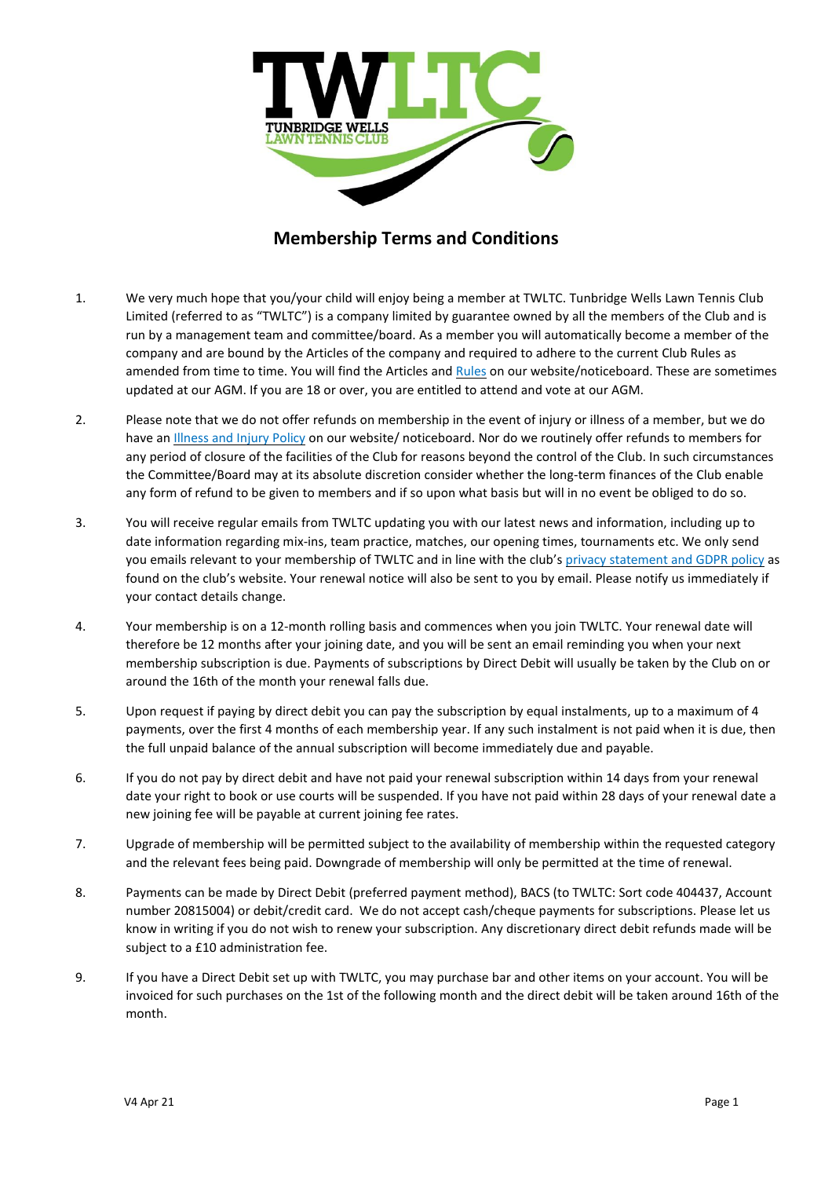# Membership Terms and Conditions

1. We very much hope that you/your child will enjoy being a member at TWLTC. Tunbridge Wells Lawn Tennis Club Limited (referred to as "TWLTC") is a company limited by guarantee owned by all the members of the Club and is run by a management team and committee/board. As a member you will automatically become a member of the company and are bound by the Articles of the company and required to adhere to the current Club Rules as amended from time to time. You will find the Articles and Rules on our website/noticeboard. These are sometimes updated at our AGM. If you are 18 or over, you are entitled to attend and vote at our AGM.

2. Please note that we do not offer refunds on membership in the event of injury or illness of a member, but we do have an Illness and Injury Policy on our website/ noticeboard. Nor do we routinely offer refunds to members for any period of closure of the facilities of the Club for reasons beyond the control of the Club. In such circumstances the Committee/Board may at its absolute discretion consider whether the long-term finances of the Club enable any form of refund to be given to members and if so upon what basis but will in no event be obliged to do so.

3. You will receive regular emails from TWLTC updating you with our latest news and information, including up to date information regarding mix-ins, team practice, matches, our opening times, tournaments etc. We only send you emails relevant to your membership of TWLTC and in line with the club's privacy statement and GDPR policy as found on the club's website. Your renewal notice will also be sent to you by email. Please notify us immediately if your contact details change.

4. Your membership is on a 12-month rolling basis and commences when you join TWLTC. Your renewal date will therefore be 12 months after your joining date, and you will be sent an email reminding you when your next membership subscription is due. Payments of subscriptions by Direct Debit will usually be taken by the Club on or around the 16th of the month your renewal falls due.

5. Upon request if paying by direct debit you can pay the subscription by equal instalments, up to a maximum of 4 payments, over the first 4 months of each membership year. If any such instalment is not paid when it is due, then the full unpaid balance of the annual subscription will become immediately due and payable.

6. If you do not pay by direct debit and have not paid your renewal subscription within 14 days from your renewal date your right to book or use courts will be suspended. If you have not paid within 28 days of your renewal date a new joining fee will be payable at current joining fee rates.

7. Upgrade of membership will be permitted subject to the availability of membership within the requested category and the relevant fees being paid. Downgrade of membership will only be permitted at the time of renewal.

8. Payments can be made by Direct Debit (preferred payment method), BACS (to TWLTC: Sort code 404437, Account number 20815004) or debit/credit card. We do not accept cash/cheque payments for subscriptions. Please let us know in writing if you do not wish to renew your subscription. Any discretionary direct debit refunds made will be subject to a £10 administration fee.

9. If you have a Direct Debit set up with TWLTC, you may purchase bar and other items on your account. You will be invoiced for such purchases on the 1st of the following month and the direct debit will be taken around 16th of the month.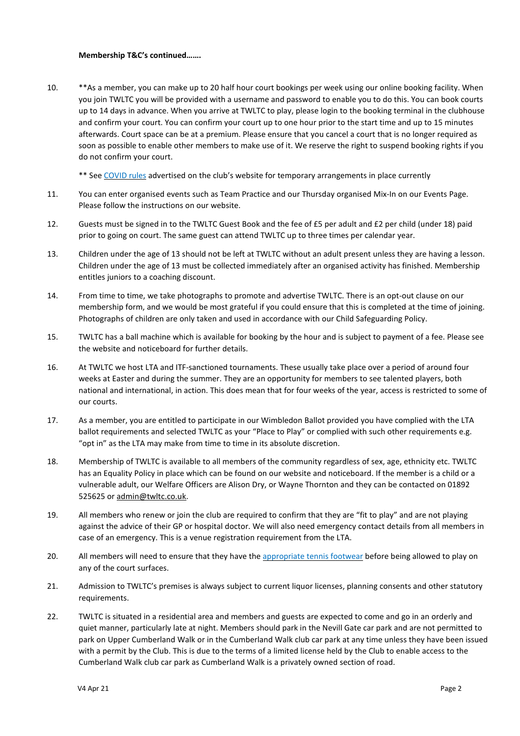**Membership T&C's continued…….**

10. **As a member, you can make up to 20 half hour court bookings per week using our online booking facility. When you join TWLTC you will be provided with a username and password to enable you to do this. You can book courts up to 14 days in advance. When you arrive at TWLTC to play, please login to the booking terminal in the clubhouse and confirm your court. You can confirm your court up to one hour prior to the start time and up to 15 minutes afterwards. Court space can be at a premium. Please ensure that you cancel a court that is no longer required as soon as possible to enable other members to make use of it. We reserve the right to suspend booking rights if you do not confirm your court.

    ** See COVID rules advertised on the club's website for temporary arrangements in place currently

11. You can enter organised events such as Team Practice and our Thursday organised Mix-In on our Events Page. Please follow the instructions on our website.

12. Guests must be signed in to the TWLTC Guest Book and the fee of £5 per adult and £2 per child (under 18) paid prior to going on court. The same guest can attend TWLTC up to three times per calendar year.

13. Children under the age of 13 should not be left at TWLTC without an adult present unless they are having a lesson. Children under the age of 13 must be collected immediately after an organised activity has finished. Membership entitles juniors to a coaching discount.

14. From time to time, we take photographs to promote and advertise TWLTC. There is an opt-out clause on our membership form, and we would be most grateful if you could ensure that this is completed at the time of joining. Photographs of children are only taken and used in accordance with our Child Safeguarding Policy.

15. TWLTC has a ball machine which is available for booking by the hour and is subject to payment of a fee. Please see the website and noticeboard for further details.

16. At TWLTC we host LTA and ITF-sanctioned tournaments. These usually take place over a period of around four weeks at Easter and during the summer. They are an opportunity for members to see talented players, both national and international, in action. This does mean that for four weeks of the year, access is restricted to some of our courts.

17. As a member, you are entitled to participate in our Wimbledon Ballot provided you have complied with the LTA ballot requirements and selected TWLTC as your "Place to Play" or complied with such other requirements e.g. "opt in" as the LTA may make from time to time in its absolute discretion.

18. Membership of TWLTC is available to all members of the community regardless of sex, age, ethnicity etc. TWLTC has an Equality Policy in place which can be found on our website and noticeboard. If the member is a child or a vulnerable adult, our Welfare Officers are Alison Dry, or Wayne Thornton and they can be contacted on 01892 525625 or admin@twltc.co.uk.

19. All members who renew or join the club are required to confirm that they are "fit to play" and are not playing against the advice of their GP or hospital doctor. We will also need emergency contact details from all members in case of an emergency. This is a venue registration requirement from the LTA.

20. All members will need to ensure that they have the appropriate tennis footwear before being allowed to play on any of the court surfaces.

21. Admission to TWLTC's premises is always subject to current liquor licenses, planning consents and other statutory requirements.

22. TWLTC is situated in a residential area and members and guests are expected to come and go in an orderly and quiet manner, particularly late at night. Members should park in the Nevill Gate car park and are not permitted to park on Upper Cumberland Walk or in the Cumberland Walk club car park at any time unless they have been issued with a permit by the Club. This is due to the terms of a limited license held by the Club to enable access to the Cumberland Walk club car park as Cumberland Walk is a privately owned section of road.

V4 Apr 21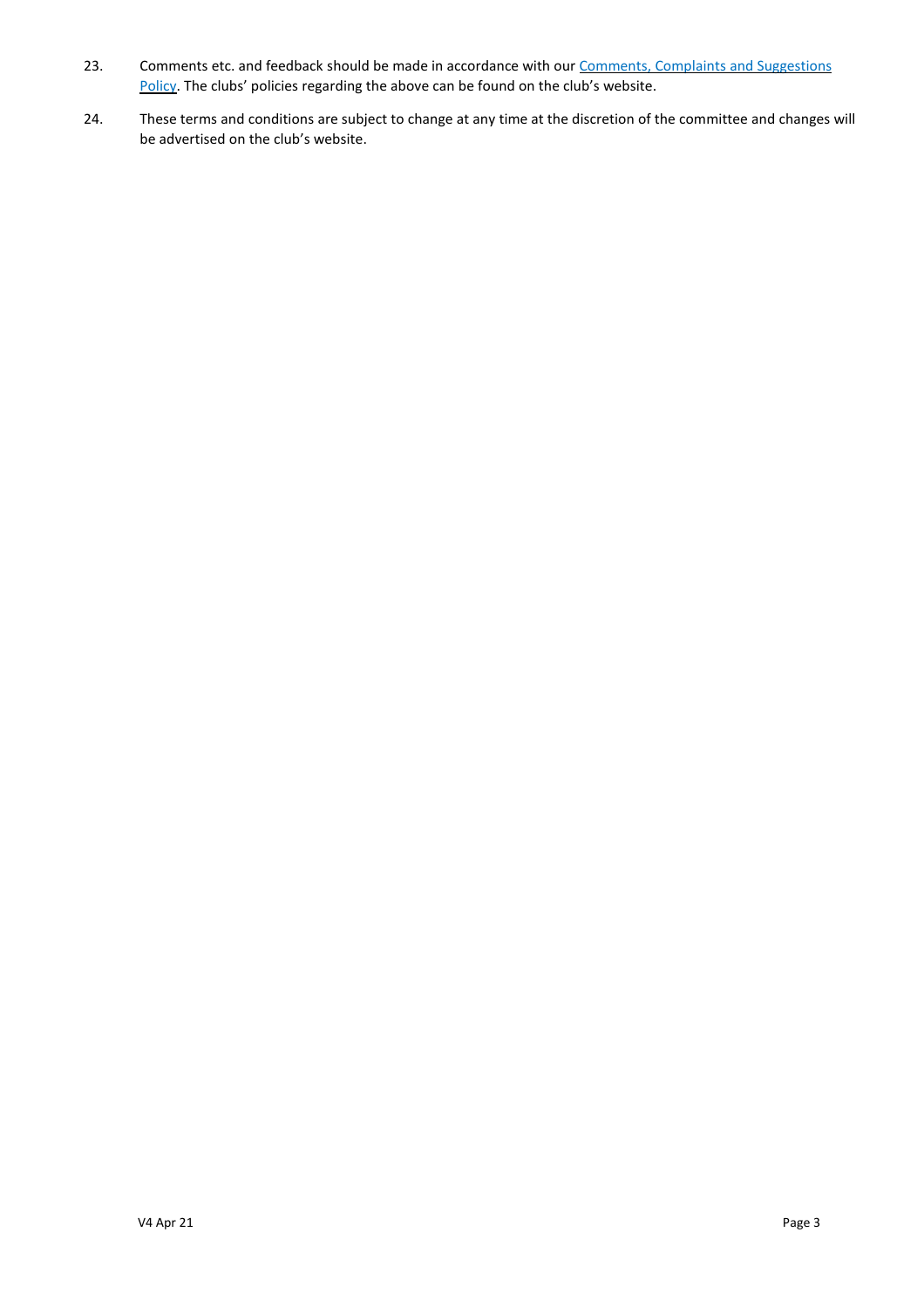23. Comments etc. and feedback should be made in accordance with our Comments, Complaints and Suggestions Policy. The clubs' policies regarding the above can be found on the club's website.

24. These terms and conditions are subject to change at any time at the discretion of the committee and changes will be advertised on the club's website.